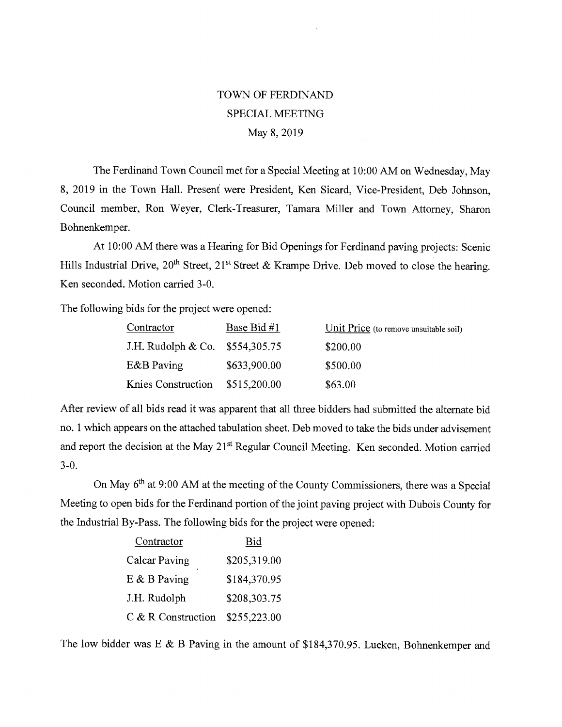# TOWN OF FERDINAND
## SPECIAL MEETING
### May 8, 2019

The Ferdinand Town Council met for a Special Meeting at 10:00 AM on Wednesday, May 8, 2019 in the Town Hall. Present were President, Ken Sicard, Vice-President, Deb Johnson, Council member, Ron Weyer, Clerk-Treasurer, Tamara Miller and Town Attorney, Sharon Bohnenkemper.

At 10:00 AM there was a Hearing for Bid Openings for Ferdinand paving projects: Scenic Hills Industrial Drive, 20th Street, 21st Street & Krampe Drive. Deb moved to close the hearing. Ken seconded. Motion carried 3-0.

The following bids for the project were opened:

| Contractor | Base Bid #1 | Unit Price (to remove unsuitable soil) |
|---|---|---|
| J.H. Rudolph & Co. | $554,305.75 | $200.00 |
| E&B Paving | $633,900.00 | $500.00 |
| Knies Construction | $515,200.00 | $63.00 |

After review of all bids read it was apparent that all three bidders had submitted the alternate bid no. 1 which appears on the attached tabulation sheet. Deb moved to take the bids under advisement and report the decision at the May 21st Regular Council Meeting. Ken seconded. Motion carried 3-0.

On May 6th at 9:00 AM at the meeting of the County Commissioners, there was a Special Meeting to open bids for the Ferdinand portion of the joint paving project with Dubois County for the Industrial By-Pass. The following bids for the project were opened:

| Contractor | Bid |
|---|---|
| Calcar Paving | $205,319.00 |
| E & B Paving | $184,370.95 |
| J.H. Rudolph | $208,303.75 |
| C & R Construction | $255,223.00 |

The low bidder was E & B Paving in the amount of $184,370.95. Lueken, Bohnenkemper and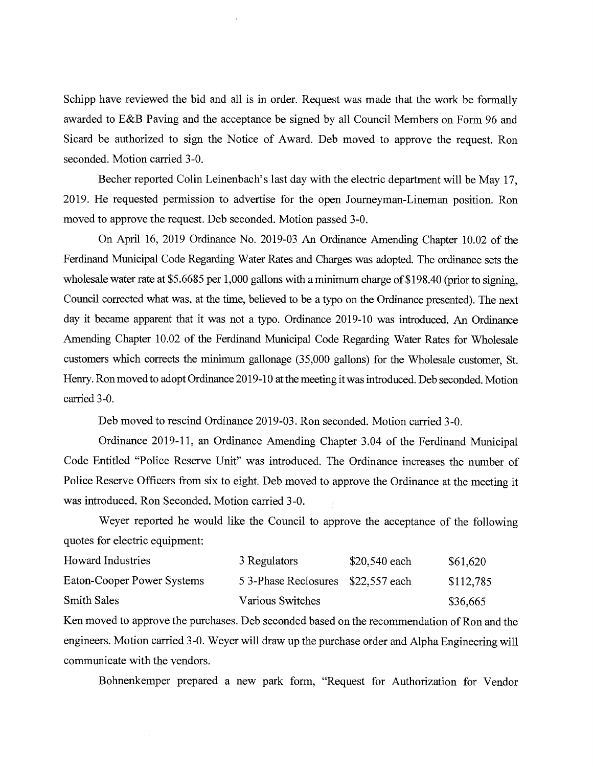Schipp have reviewed the bid and all is in order. Request was made that the work be formally awarded to E&B Paving and the acceptance be signed by all Council Members on Form 96 and Sicard be authorized to sign the Notice of Award. Deb moved to approve the request. Ron seconded. Motion carried 3-0.

Becher reported Colin Leinenbach's last day with the electric department will be May 17, 2019. He requested permission to advertise for the open Journeyman-Lineman position. Ron moved to approve the request. Deb seconded. Motion passed 3-0.

On April 16, 2019 Ordinance No. 2019-03 An Ordinance Amending Chapter 10.02 of the Ferdinand Municipal Code Regarding Water Rates and Charges was adopted. The ordinance sets the wholesale water rate at $5.6685 per 1,000 gallons with a minimum charge of $198.40 (prior to signing, Council corrected what was, at the time, believed to be a typo on the Ordinance presented). The next day it became apparent that it was not a typo. Ordinance 2019-10 was introduced. An Ordinance Amending Chapter 10.02 of the Ferdinand Municipal Code Regarding Water Rates for Wholesale customers which corrects the minimum gallonage (35,000 gallons) for the Wholesale customer, St. Henry. Ron moved to adopt Ordinance 2019-10 at the meeting it was introduced. Deb seconded. Motion carried 3-0.

Deb moved to rescind Ordinance 2019-03. Ron seconded. Motion carried 3-0.

Ordinance 2019-11, an Ordinance Amending Chapter 3.04 of the Ferdinand Municipal Code Entitled "Police Reserve Unit" was introduced. The Ordinance increases the number of Police Reserve Officers from six to eight. Deb moved to approve the Ordinance at the meeting it was introduced. Ron Seconded. Motion carried 3-0.

Weyer reported he would like the Council to approve the acceptance of the following quotes for electric equipment:

| | | | |
|---|---|---|---|
| Howard Industries | 3 Regulators | $20,540 each | $61,620 |
| Eaton-Cooper Power Systems | 5 3-Phase Reclosures | $22,557 each | $112,785 |
| Smith Sales | Various Switches | | $36,665 |

Ken moved to approve the purchases. Deb seconded based on the recommendation of Ron and the engineers. Motion carried 3-0. Weyer will draw up the purchase order and Alpha Engineering will communicate with the vendors.

Bohnenkemper prepared a new park form, "Request for Authorization for Vendor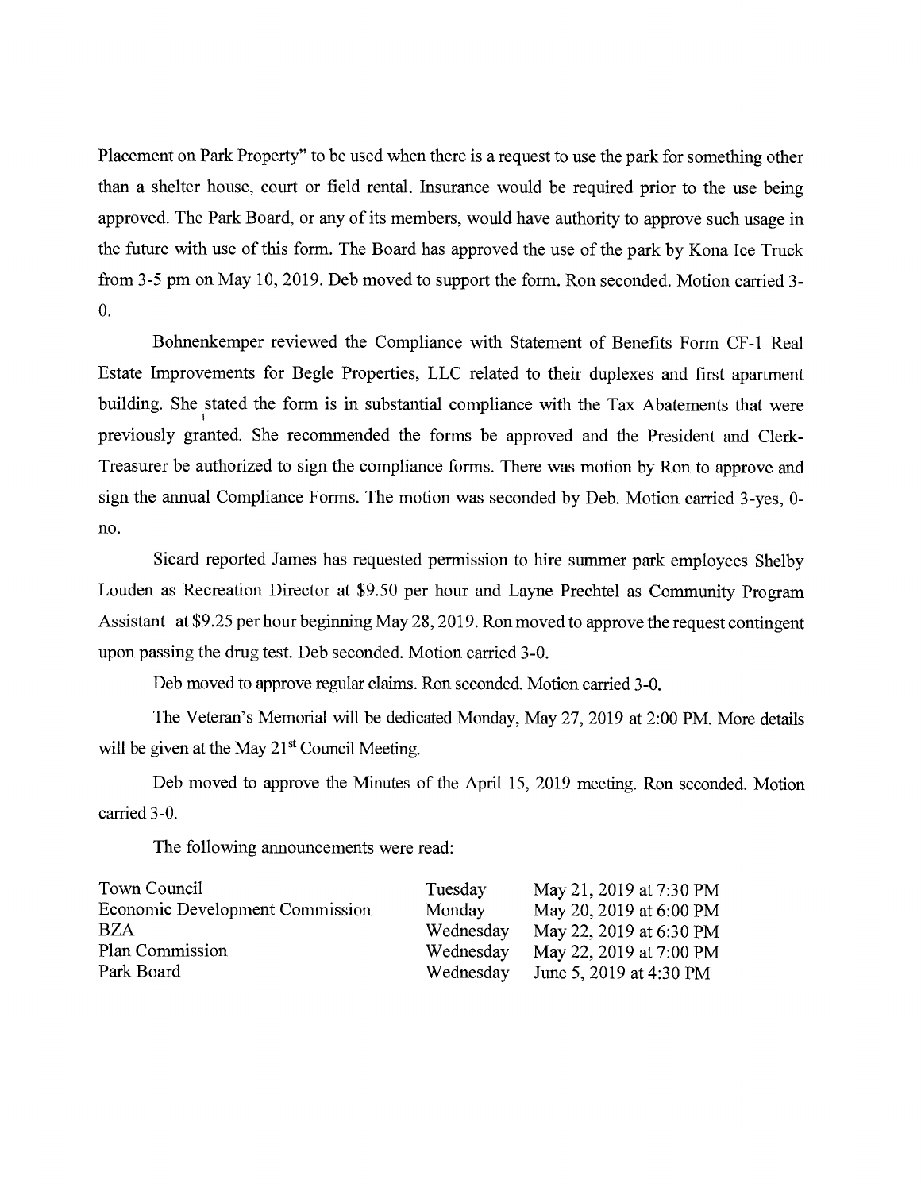Placement on Park Property" to be used when there is a request to use the park for something other than a shelter house, court or field rental. Insurance would be required prior to the use being approved. The Park Board, or any of its members, would have authority to approve such usage in the future with use of this form. The Board has approved the use of the park by Kona Ice Truck from 3-5 pm on May 10, 2019. Deb moved to support the form. Ron seconded. Motion carried 3-0.

Bohnenkemper reviewed the Compliance with Statement of Benefits Form CF-1 Real Estate Improvements for Begle Properties, LLC related to their duplexes and first apartment building. She stated the form is in substantial compliance with the Tax Abatements that were previously granted. She recommended the forms be approved and the President and Clerk-Treasurer be authorized to sign the compliance forms. There was motion by Ron to approve and sign the annual Compliance Forms. The motion was seconded by Deb. Motion carried 3-yes, 0-no.

Sicard reported James has requested permission to hire summer park employees Shelby Louden as Recreation Director at $9.50 per hour and Layne Prechtel as Community Program Assistant at $9.25 per hour beginning May 28, 2019. Ron moved to approve the request contingent upon passing the drug test. Deb seconded. Motion carried 3-0.

Deb moved to approve regular claims. Ron seconded. Motion carried 3-0.

The Veteran's Memorial will be dedicated Monday, May 27, 2019 at 2:00 PM. More details will be given at the May 21st Council Meeting.

Deb moved to approve the Minutes of the April 15, 2019 meeting. Ron seconded. Motion carried 3-0.

The following announcements were read:

| | | |
|---|---|---|
| Town Council | Tuesday | May 21, 2019 at 7:30 PM |
| Economic Development Commission | Monday | May 20, 2019 at 6:00 PM |
| BZA | Wednesday | May 22, 2019 at 6:30 PM |
| Plan Commission | Wednesday | May 22, 2019 at 7:00 PM |
| Park Board | Wednesday | June 5, 2019 at 4:30 PM |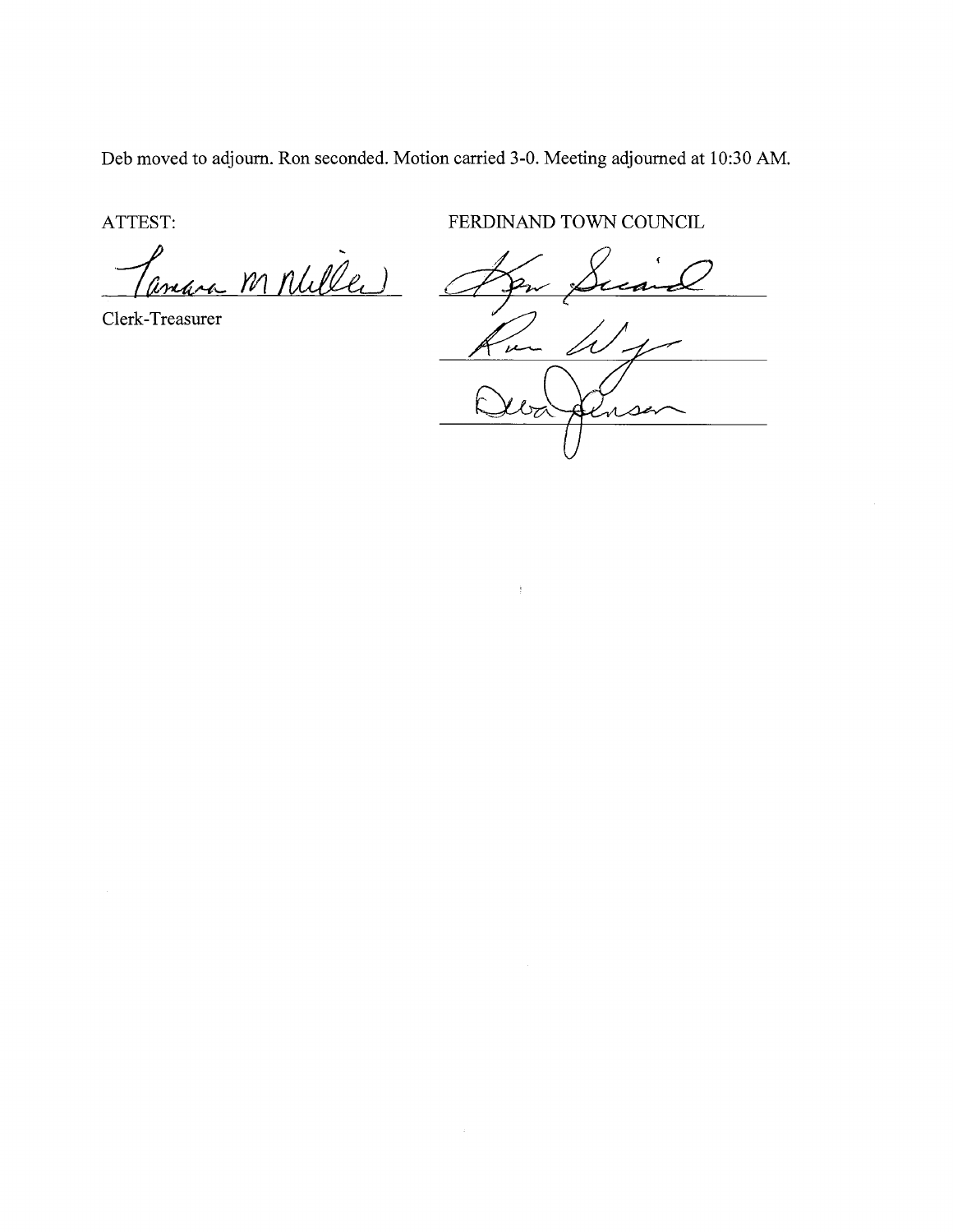Deb moved to adjourn. Ron seconded. Motion carried 3-0. Meeting adjourned at 10:30 AM.

ATTEST:

Clerk-Treasurer

FERDINAND TOWN COUNCIL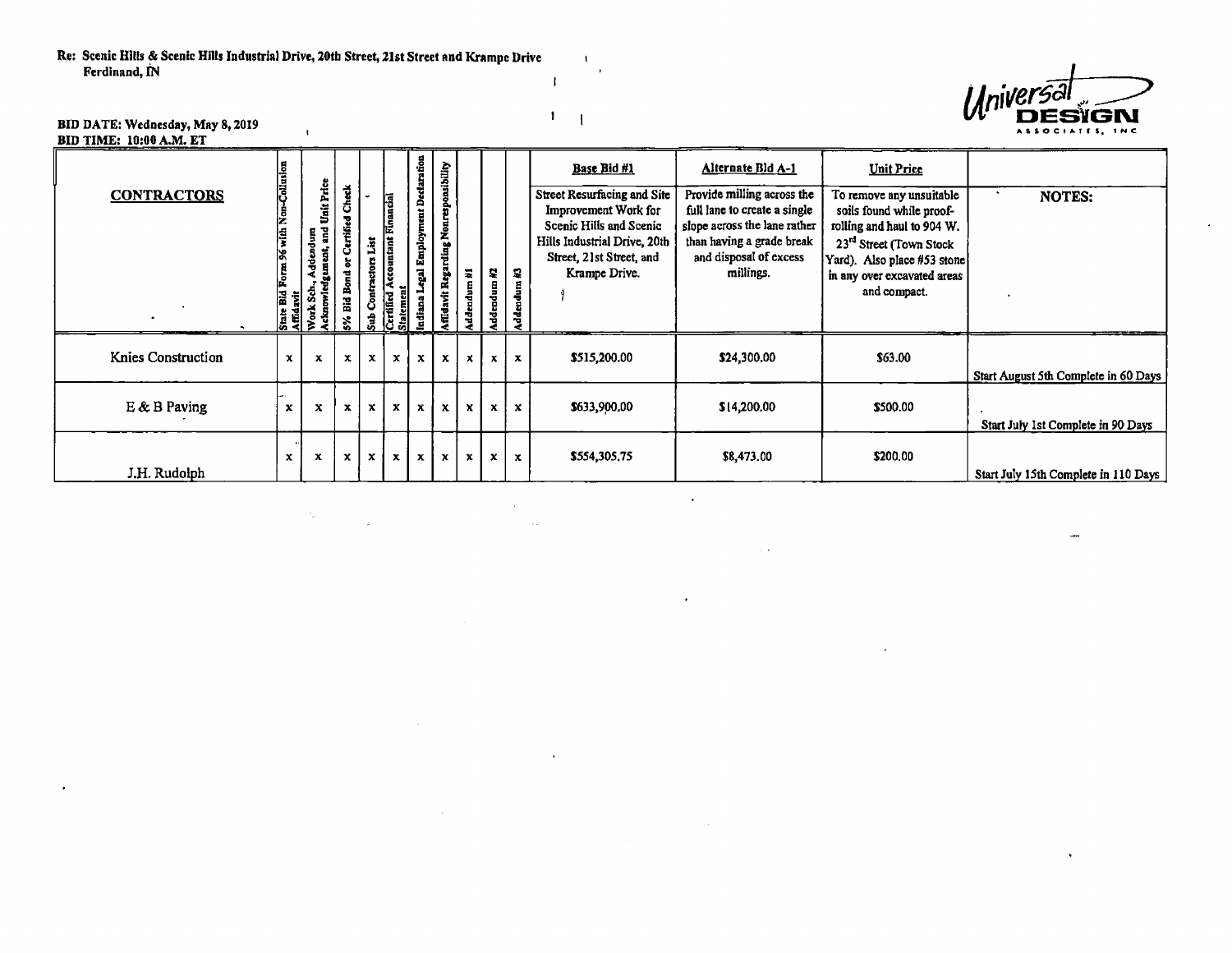Re: Scenic Hills & Scenic Hills Industrial Drive, 20th Street, 21st Street and Krampe Drive
Ferdinand, IN

Universal DESIGN ASSOCIATES, INC

BID DATE: Wednesday, May 8, 2019
BID TIME: 10:00 A.M. ET

| CONTRACTORS | State Bid Form 96 with Non-Collusion Affidavit | Work Sch., Addendum Acknowledgement, and Unit Price | 5% Bid Bond or Certified Check | Sub Contractors List | Certified Accountant Financial Statement | Indiana Legal Employment Declaration | Affidavit Regarding Nonresponsibility | Addendum #1 | Addendum #2 | Addendum #3 | Base Bid #1<br>Street Resurfacing and Site Improvement Work for Scenic Hills and Scenic Hills Industrial Drive, 20th Street, 21st Street, and Krampe Drive. | Alternate Bid A-1<br>Provide milling across the full lane to create a single slope across the lane rather than having a grade break and disposal of excess millings. | Unit Price<br>To remove any unsuitable soils found while proof-rolling and haul to 904 W. 23rd Street (Town Stock Yard). Also place #53 stone in any over excavated areas and compact. | NOTES: |
|---|---|---|---|---|---|---|---|---|---|---|---|---|---|---|
| Knies Construction | x | x | x | x | x | x | x | x | x | x | $515,200.00 | $24,300.00 | $63.00 | Start August 5th Complete in 60 Days |
| E & B Paving | x | x | x | x | x | x | x | x | x | x | $633,900.00 | $14,200.00 | $500.00 | Start July 1st Complete in 90 Days |
| J.H. Rudolph | x | x | x | x | x | x | x | x | x | x | $554,305.75 | $8,473.00 | $200.00 | Start July 15th Complete in 110 Days |